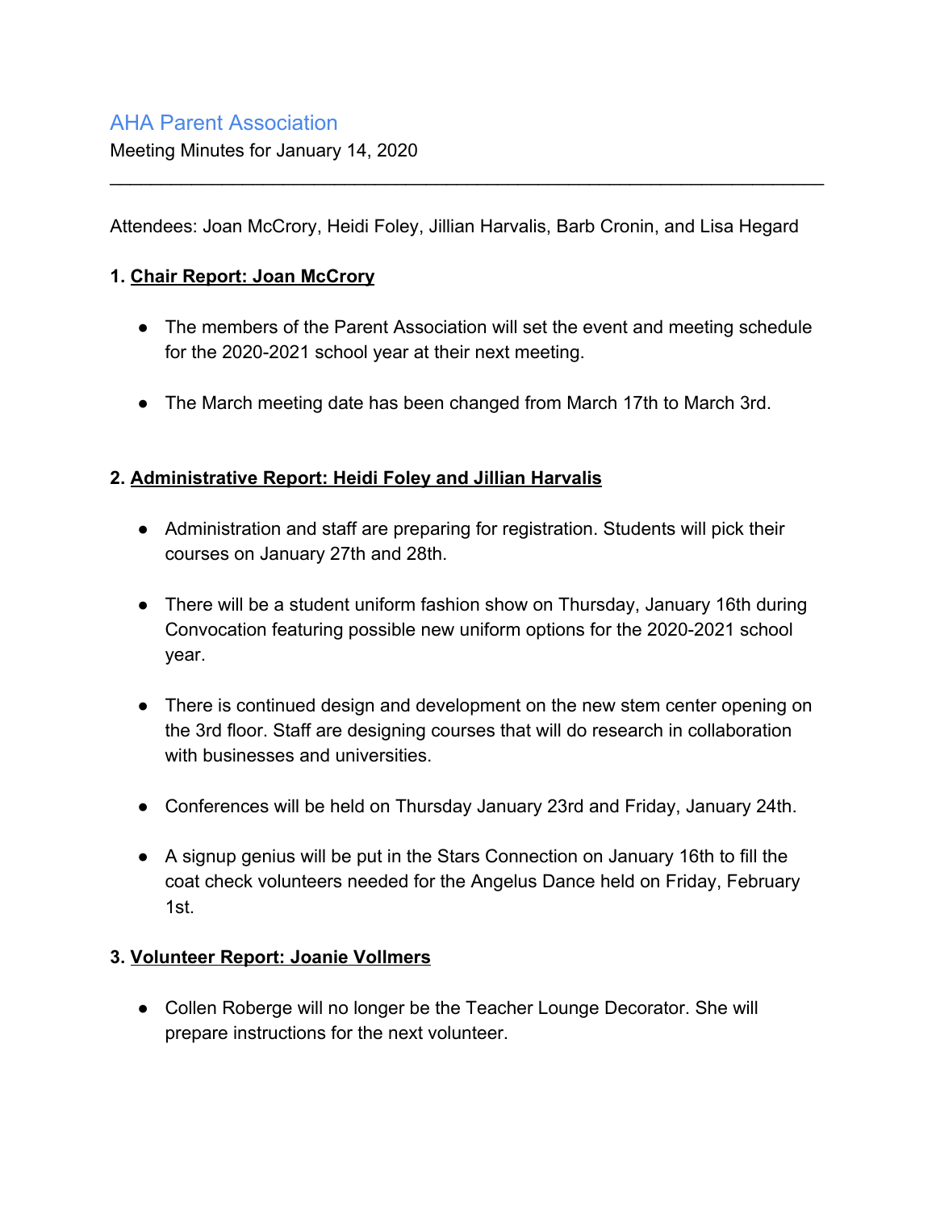# AHA Parent Association

Meeting Minutes for January 14, 2020

---

Attendees: Joan McCrory, Heidi Foley, Jillian Harvalis, Barb Cronin, and Lisa Hegard

## 1. Chair Report: Joan McCrory

- The members of the Parent Association will set the event and meeting schedule for the 2020-2021 school year at their next meeting.
- The March meeting date has been changed from March 17th to March 3rd.

## 2. Administrative Report: Heidi Foley and Jillian Harvalis

- Administration and staff are preparing for registration. Students will pick their courses on January 27th and 28th.
- There will be a student uniform fashion show on Thursday, January 16th during Convocation featuring possible new uniform options for the 2020-2021 school year.
- There is continued design and development on the new stem center opening on the 3rd floor. Staff are designing courses that will do research in collaboration with businesses and universities.
- Conferences will be held on Thursday January 23rd and Friday, January 24th.
- A signup genius will be put in the Stars Connection on January 16th to fill the coat check volunteers needed for the Angelus Dance held on Friday, February 1st.

## 3. Volunteer Report: Joanie Vollmers

- Collen Roberge will no longer be the Teacher Lounge Decorator. She will prepare instructions for the next volunteer.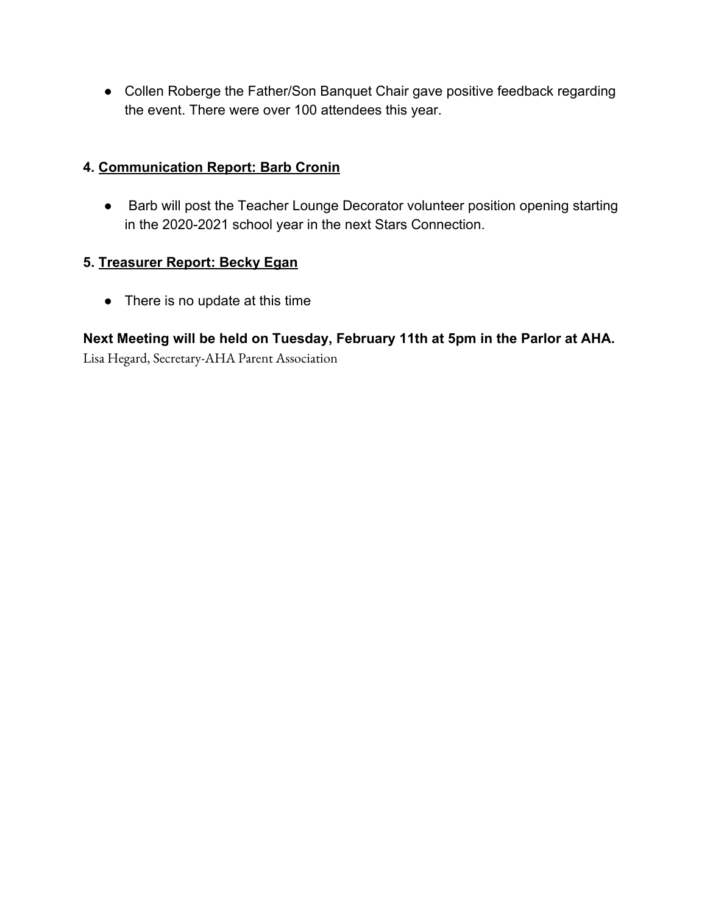- Collen Roberge the Father/Son Banquet Chair gave positive feedback regarding the event. There were over 100 attendees this year.

**4. <u>Communication Report: Barb Cronin</u>**

- Barb will post the Teacher Lounge Decorator volunteer position opening starting in the 2020-2021 school year in the next Stars Connection.

**5. <u>Treasurer Report: Becky Egan</u>**

- There is no update at this time

**Next Meeting will be held on Tuesday, February 11th at 5pm in the Parlor at AHA.**

Lisa Hegard, Secretary-AHA Parent Association